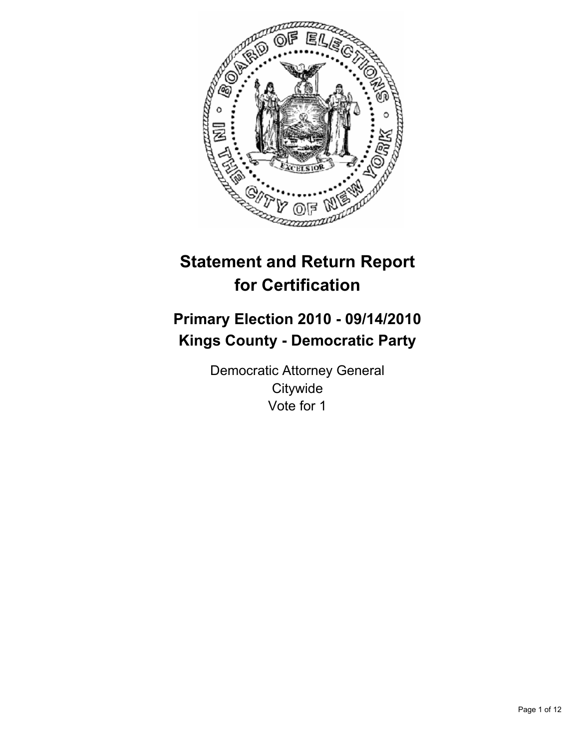# Statement and Return Report for Certification

## Primary Election 2010 - 09/14/2010
## Kings County - Democratic Party

Democratic Attorney General
Citywide
Vote for 1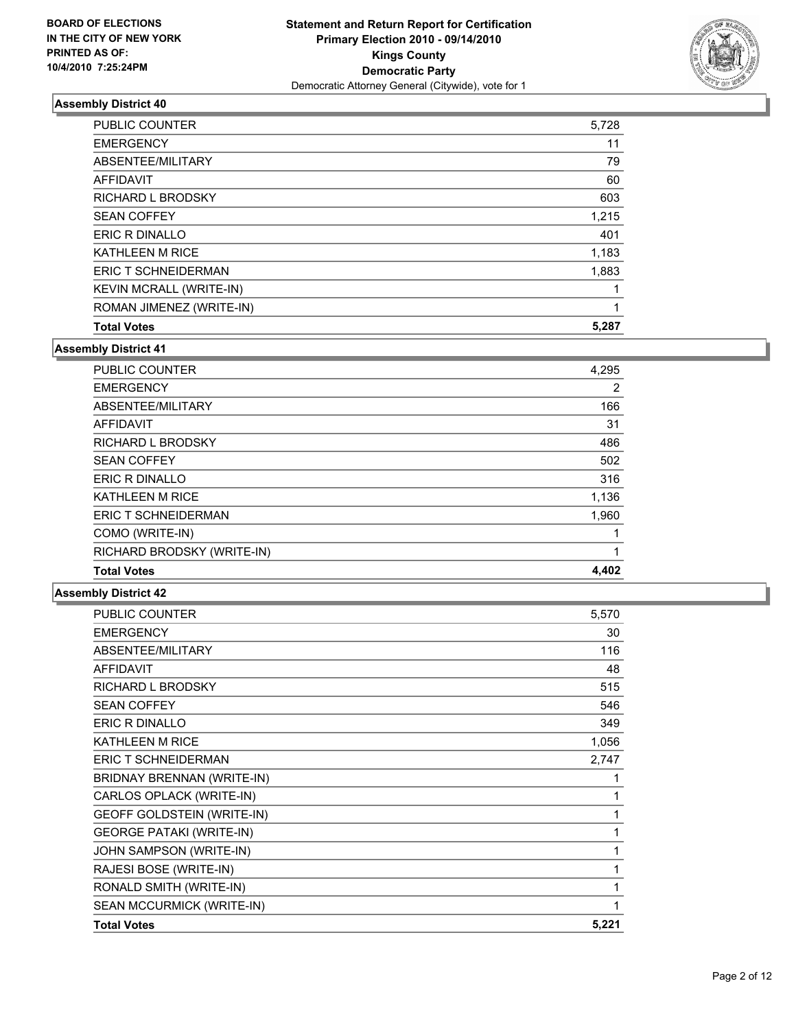**BOARD OF ELECTIONS IN THE CITY OF NEW YORK PRINTED AS OF: 10/4/2010 7:25:24PM**

**Statement and Return Report for Certification**
**Primary Election 2010 - 09/14/2010**
**Kings County**
**Democratic Party**
Democratic Attorney General (Citywide), vote for 1

### Assembly District 40

| | |
|---|---|
| PUBLIC COUNTER | 5,728 |
| EMERGENCY | 11 |
| ABSENTEE/MILITARY | 79 |
| AFFIDAVIT | 60 |
| RICHARD L BRODSKY | 603 |
| SEAN COFFEY | 1,215 |
| ERIC R DINALLO | 401 |
| KATHLEEN M RICE | 1,183 |
| ERIC T SCHNEIDERMAN | 1,883 |
| KEVIN MCRALL (WRITE-IN) | 1 |
| ROMAN JIMENEZ (WRITE-IN) | 1 |
| **Total Votes** | **5,287** |

### Assembly District 41

| | |
|---|---|
| PUBLIC COUNTER | 4,295 |
| EMERGENCY | 2 |
| ABSENTEE/MILITARY | 166 |
| AFFIDAVIT | 31 |
| RICHARD L BRODSKY | 486 |
| SEAN COFFEY | 502 |
| ERIC R DINALLO | 316 |
| KATHLEEN M RICE | 1,136 |
| ERIC T SCHNEIDERMAN | 1,960 |
| COMO (WRITE-IN) | 1 |
| RICHARD BRODSKY (WRITE-IN) | 1 |
| **Total Votes** | **4,402** |

### Assembly District 42

| | |
|---|---|
| PUBLIC COUNTER | 5,570 |
| EMERGENCY | 30 |
| ABSENTEE/MILITARY | 116 |
| AFFIDAVIT | 48 |
| RICHARD L BRODSKY | 515 |
| SEAN COFFEY | 546 |
| ERIC R DINALLO | 349 |
| KATHLEEN M RICE | 1,056 |
| ERIC T SCHNEIDERMAN | 2,747 |
| BRIDNAY BRENNAN (WRITE-IN) | 1 |
| CARLOS OPLACK (WRITE-IN) | 1 |
| GEOFF GOLDSTEIN (WRITE-IN) | 1 |
| GEORGE PATAKI (WRITE-IN) | 1 |
| JOHN SAMPSON (WRITE-IN) | 1 |
| RAJESI BOSE (WRITE-IN) | 1 |
| RONALD SMITH (WRITE-IN) | 1 |
| SEAN MCCURMICK (WRITE-IN) | 1 |
| **Total Votes** | **5,221** |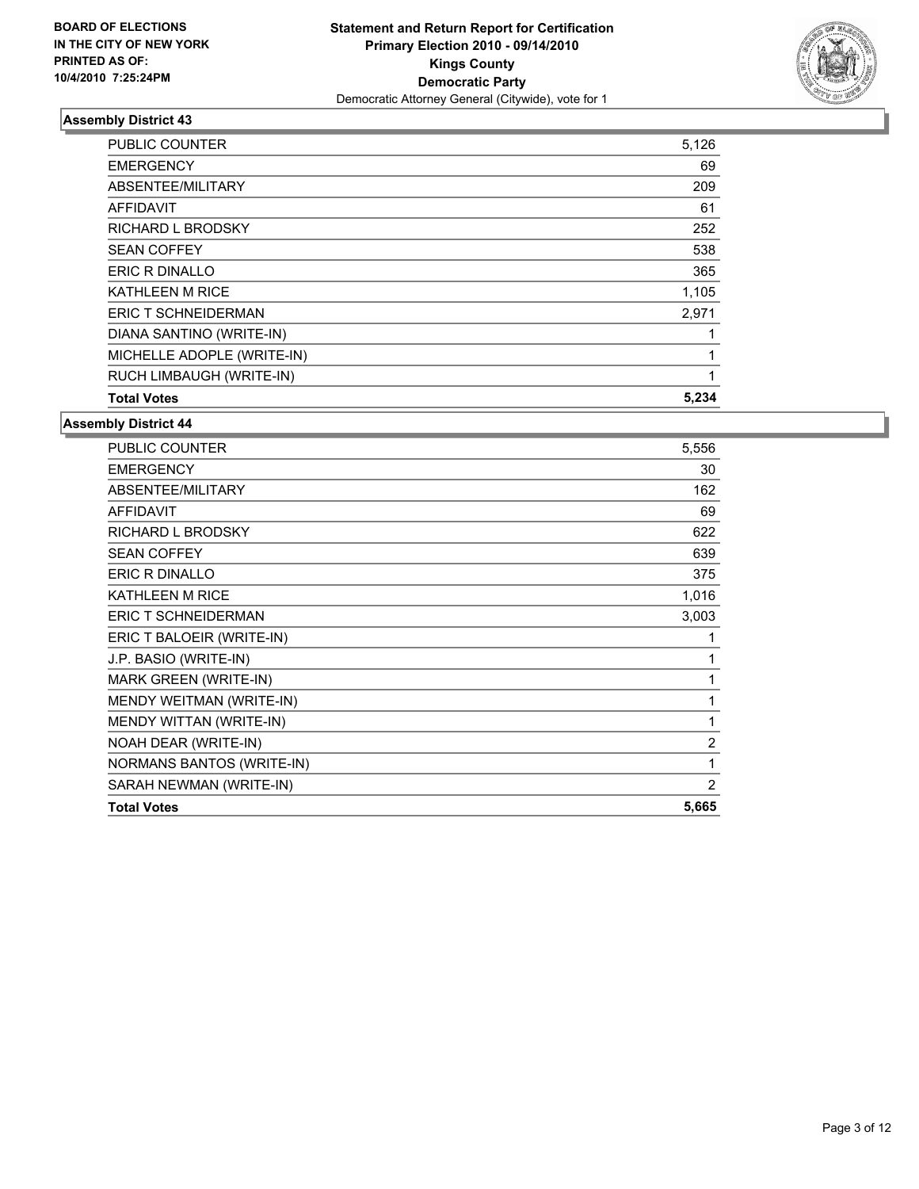BOARD OF ELECTIONS
IN THE CITY OF NEW YORK
PRINTED AS OF:
10/4/2010 7:25:24PM

**Statement and Return Report for Certification**
**Primary Election 2010 - 09/14/2010**
**Kings County**
**Democratic Party**
Democratic Attorney General (Citywide), vote for 1

### Assembly District 43

| | |
|---|---|
| PUBLIC COUNTER | 5,126 |
| EMERGENCY | 69 |
| ABSENTEE/MILITARY | 209 |
| AFFIDAVIT | 61 |
| RICHARD L BRODSKY | 252 |
| SEAN COFFEY | 538 |
| ERIC R DINALLO | 365 |
| KATHLEEN M RICE | 1,105 |
| ERIC T SCHNEIDERMAN | 2,971 |
| DIANA SANTINO (WRITE-IN) | 1 |
| MICHELLE ADOPLE (WRITE-IN) | 1 |
| RUCH LIMBAUGH (WRITE-IN) | 1 |
| **Total Votes** | **5,234** |

### Assembly District 44

| | |
|---|---|
| PUBLIC COUNTER | 5,556 |
| EMERGENCY | 30 |
| ABSENTEE/MILITARY | 162 |
| AFFIDAVIT | 69 |
| RICHARD L BRODSKY | 622 |
| SEAN COFFEY | 639 |
| ERIC R DINALLO | 375 |
| KATHLEEN M RICE | 1,016 |
| ERIC T SCHNEIDERMAN | 3,003 |
| ERIC T BALOEIR (WRITE-IN) | 1 |
| J.P. BASIO (WRITE-IN) | 1 |
| MARK GREEN (WRITE-IN) | 1 |
| MENDY WEITMAN (WRITE-IN) | 1 |
| MENDY WITTAN (WRITE-IN) | 1 |
| NOAH DEAR (WRITE-IN) | 2 |
| NORMANS BANTOS (WRITE-IN) | 1 |
| SARAH NEWMAN (WRITE-IN) | 2 |
| **Total Votes** | **5,665** |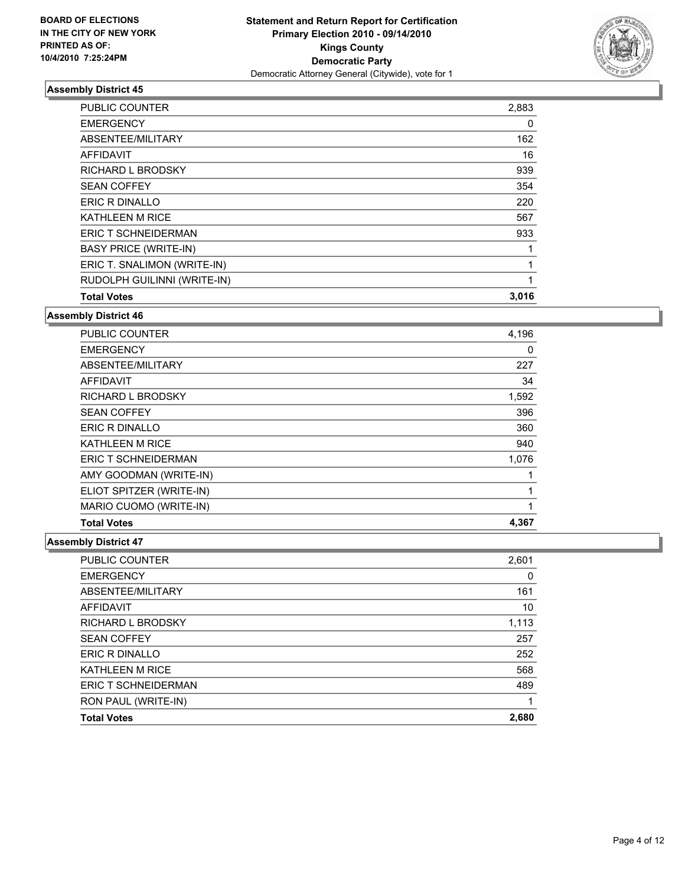**BOARD OF ELECTIONS IN THE CITY OF NEW YORK PRINTED AS OF: 10/4/2010 7:25:24PM**

**Statement and Return Report for Certification**
**Primary Election 2010 - 09/14/2010**
**Kings County**
**Democratic Party**
Democratic Attorney General (Citywide), vote for 1

### Assembly District 45

| | |
|---|---|
| PUBLIC COUNTER | 2,883 |
| EMERGENCY | 0 |
| ABSENTEE/MILITARY | 162 |
| AFFIDAVIT | 16 |
| RICHARD L BRODSKY | 939 |
| SEAN COFFEY | 354 |
| ERIC R DINALLO | 220 |
| KATHLEEN M RICE | 567 |
| ERIC T SCHNEIDERMAN | 933 |
| BASY PRICE (WRITE-IN) | 1 |
| ERIC T. SNALIMON (WRITE-IN) | 1 |
| RUDOLPH GUILINNI (WRITE-IN) | 1 |
| **Total Votes** | **3,016** |

### Assembly District 46

| | |
|---|---|
| PUBLIC COUNTER | 4,196 |
| EMERGENCY | 0 |
| ABSENTEE/MILITARY | 227 |
| AFFIDAVIT | 34 |
| RICHARD L BRODSKY | 1,592 |
| SEAN COFFEY | 396 |
| ERIC R DINALLO | 360 |
| KATHLEEN M RICE | 940 |
| ERIC T SCHNEIDERMAN | 1,076 |
| AMY GOODMAN (WRITE-IN) | 1 |
| ELIOT SPITZER (WRITE-IN) | 1 |
| MARIO CUOMO (WRITE-IN) | 1 |
| **Total Votes** | **4,367** |

### Assembly District 47

| | |
|---|---|
| PUBLIC COUNTER | 2,601 |
| EMERGENCY | 0 |
| ABSENTEE/MILITARY | 161 |
| AFFIDAVIT | 10 |
| RICHARD L BRODSKY | 1,113 |
| SEAN COFFEY | 257 |
| ERIC R DINALLO | 252 |
| KATHLEEN M RICE | 568 |
| ERIC T SCHNEIDERMAN | 489 |
| RON PAUL (WRITE-IN) | 1 |
| **Total Votes** | **2,680** |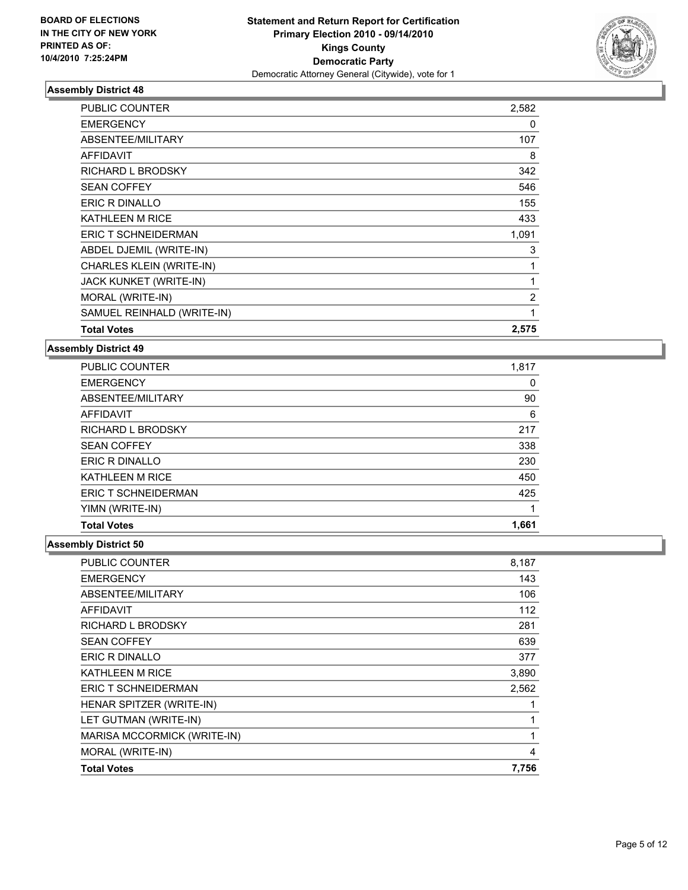**BOARD OF ELECTIONS IN THE CITY OF NEW YORK PRINTED AS OF: 10/4/2010 7:25:24PM**

# Statement and Return Report for Certification
## Primary Election 2010 - 09/14/2010
## Kings County
## Democratic Party
### Democratic Attorney General (Citywide), vote for 1

### Assembly District 48

| | |
|---|---|
| PUBLIC COUNTER | 2,582 |
| EMERGENCY | 0 |
| ABSENTEE/MILITARY | 107 |
| AFFIDAVIT | 8 |
| RICHARD L BRODSKY | 342 |
| SEAN COFFEY | 546 |
| ERIC R DINALLO | 155 |
| KATHLEEN M RICE | 433 |
| ERIC T SCHNEIDERMAN | 1,091 |
| ABDEL DJEMIL (WRITE-IN) | 3 |
| CHARLES KLEIN (WRITE-IN) | 1 |
| JACK KUNKET (WRITE-IN) | 1 |
| MORAL (WRITE-IN) | 2 |
| SAMUEL REINHALD (WRITE-IN) | 1 |
| **Total Votes** | **2,575** |

### Assembly District 49

| | |
|---|---|
| PUBLIC COUNTER | 1,817 |
| EMERGENCY | 0 |
| ABSENTEE/MILITARY | 90 |
| AFFIDAVIT | 6 |
| RICHARD L BRODSKY | 217 |
| SEAN COFFEY | 338 |
| ERIC R DINALLO | 230 |
| KATHLEEN M RICE | 450 |
| ERIC T SCHNEIDERMAN | 425 |
| YIMN (WRITE-IN) | 1 |
| **Total Votes** | **1,661** |

### Assembly District 50

| | |
|---|---|
| PUBLIC COUNTER | 8,187 |
| EMERGENCY | 143 |
| ABSENTEE/MILITARY | 106 |
| AFFIDAVIT | 112 |
| RICHARD L BRODSKY | 281 |
| SEAN COFFEY | 639 |
| ERIC R DINALLO | 377 |
| KATHLEEN M RICE | 3,890 |
| ERIC T SCHNEIDERMAN | 2,562 |
| HENAR SPITZER (WRITE-IN) | 1 |
| LET GUTMAN (WRITE-IN) | 1 |
| MARISA MCCORMICK (WRITE-IN) | 1 |
| MORAL (WRITE-IN) | 4 |
| **Total Votes** | **7,756** |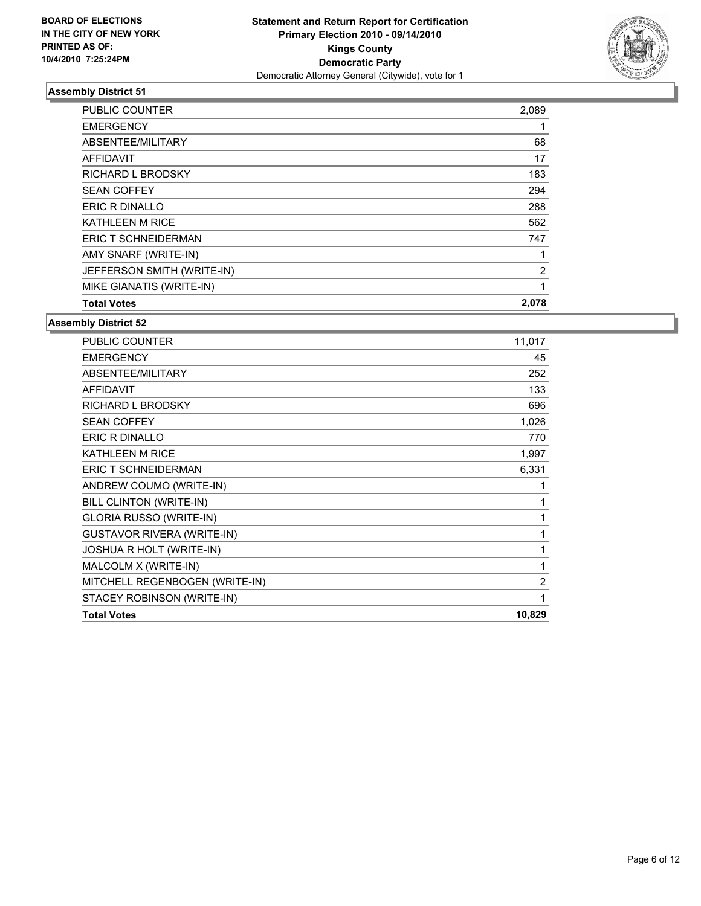**BOARD OF ELECTIONS IN THE CITY OF NEW YORK PRINTED AS OF: 10/4/2010 7:25:24PM**

**Statement and Return Report for Certification**
**Primary Election 2010 - 09/14/2010**
**Kings County**
**Democratic Party**
Democratic Attorney General (Citywide), vote for 1

### Assembly District 51

| | |
|---|---|
| PUBLIC COUNTER | 2,089 |
| EMERGENCY | 1 |
| ABSENTEE/MILITARY | 68 |
| AFFIDAVIT | 17 |
| RICHARD L BRODSKY | 183 |
| SEAN COFFEY | 294 |
| ERIC R DINALLO | 288 |
| KATHLEEN M RICE | 562 |
| ERIC T SCHNEIDERMAN | 747 |
| AMY SNARF (WRITE-IN) | 1 |
| JEFFERSON SMITH (WRITE-IN) | 2 |
| MIKE GIANATIS (WRITE-IN) | 1 |
| **Total Votes** | **2,078** |

### Assembly District 52

| | |
|---|---|
| PUBLIC COUNTER | 11,017 |
| EMERGENCY | 45 |
| ABSENTEE/MILITARY | 252 |
| AFFIDAVIT | 133 |
| RICHARD L BRODSKY | 696 |
| SEAN COFFEY | 1,026 |
| ERIC R DINALLO | 770 |
| KATHLEEN M RICE | 1,997 |
| ERIC T SCHNEIDERMAN | 6,331 |
| ANDREW COUMO (WRITE-IN) | 1 |
| BILL CLINTON (WRITE-IN) | 1 |
| GLORIA RUSSO (WRITE-IN) | 1 |
| GUSTAVOR RIVERA (WRITE-IN) | 1 |
| JOSHUA R HOLT (WRITE-IN) | 1 |
| MALCOLM X (WRITE-IN) | 1 |
| MITCHELL REGENBOGEN (WRITE-IN) | 2 |
| STACEY ROBINSON (WRITE-IN) | 1 |
| **Total Votes** | **10,829** |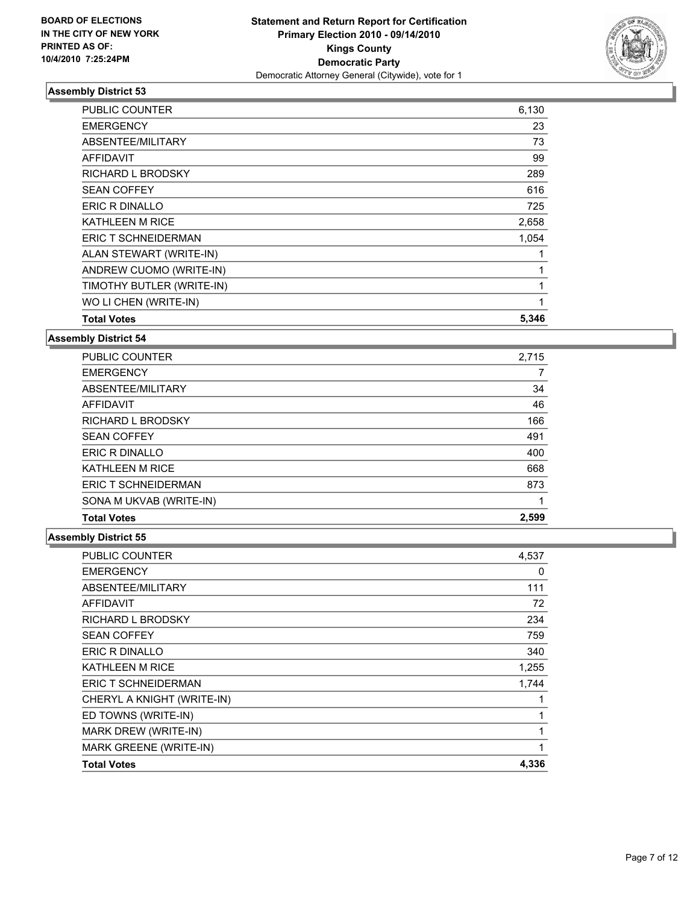**BOARD OF ELECTIONS IN THE CITY OF NEW YORK PRINTED AS OF: 10/4/2010 7:25:24PM**

**Statement and Return Report for Certification**
**Primary Election 2010 - 09/14/2010**
**Kings County**
**Democratic Party**
Democratic Attorney General (Citywide), vote for 1

### Assembly District 53

| | |
|---|---|
| PUBLIC COUNTER | 6,130 |
| EMERGENCY | 23 |
| ABSENTEE/MILITARY | 73 |
| AFFIDAVIT | 99 |
| RICHARD L BRODSKY | 289 |
| SEAN COFFEY | 616 |
| ERIC R DINALLO | 725 |
| KATHLEEN M RICE | 2,658 |
| ERIC T SCHNEIDERMAN | 1,054 |
| ALAN STEWART (WRITE-IN) | 1 |
| ANDREW CUOMO (WRITE-IN) | 1 |
| TIMOTHY BUTLER (WRITE-IN) | 1 |
| WO LI CHEN (WRITE-IN) | 1 |
| **Total Votes** | **5,346** |

### Assembly District 54

| | |
|---|---|
| PUBLIC COUNTER | 2,715 |
| EMERGENCY | 7 |
| ABSENTEE/MILITARY | 34 |
| AFFIDAVIT | 46 |
| RICHARD L BRODSKY | 166 |
| SEAN COFFEY | 491 |
| ERIC R DINALLO | 400 |
| KATHLEEN M RICE | 668 |
| ERIC T SCHNEIDERMAN | 873 |
| SONA M UKVAB (WRITE-IN) | 1 |
| **Total Votes** | **2,599** |

### Assembly District 55

| | |
|---|---|
| PUBLIC COUNTER | 4,537 |
| EMERGENCY | 0 |
| ABSENTEE/MILITARY | 111 |
| AFFIDAVIT | 72 |
| RICHARD L BRODSKY | 234 |
| SEAN COFFEY | 759 |
| ERIC R DINALLO | 340 |
| KATHLEEN M RICE | 1,255 |
| ERIC T SCHNEIDERMAN | 1,744 |
| CHERYL A KNIGHT (WRITE-IN) | 1 |
| ED TOWNS (WRITE-IN) | 1 |
| MARK DREW (WRITE-IN) | 1 |
| MARK GREENE (WRITE-IN) | 1 |
| **Total Votes** | **4,336** |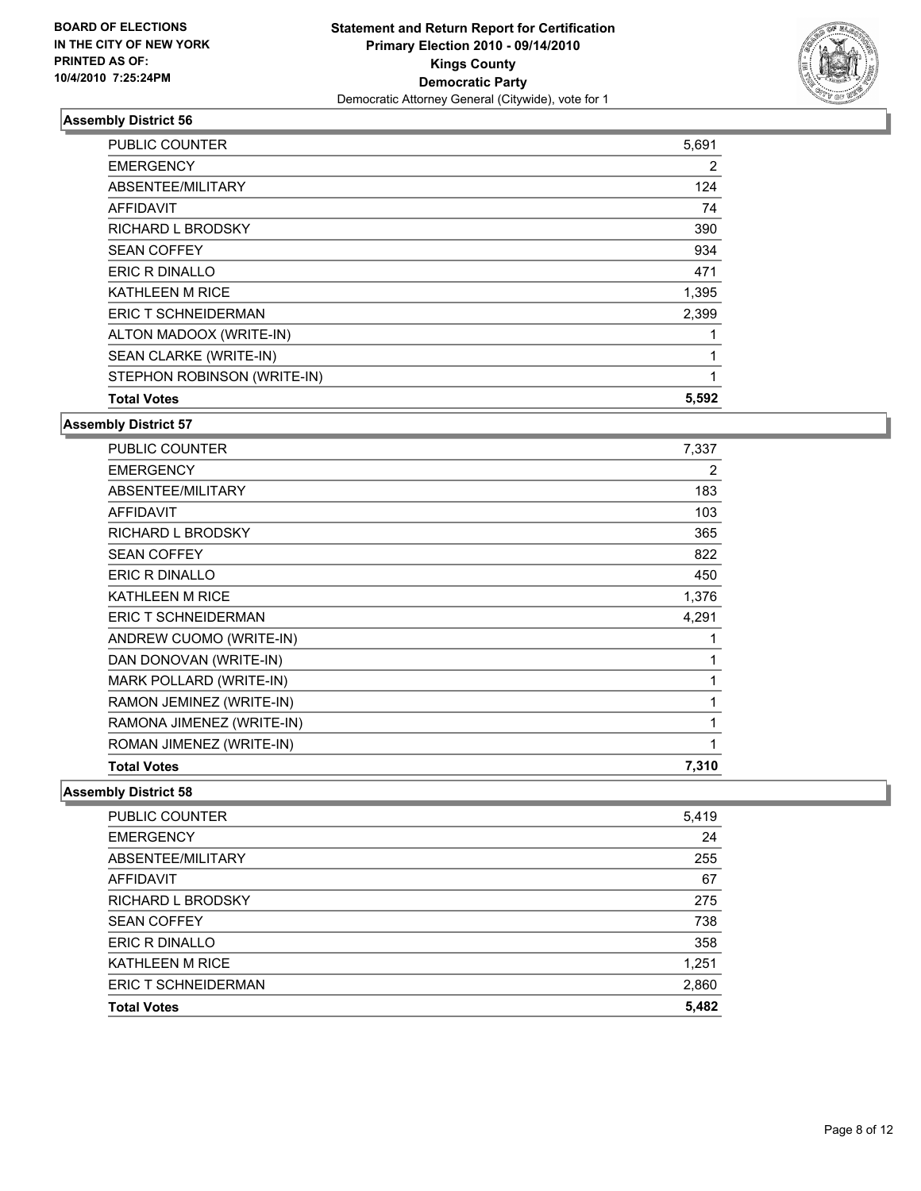**BOARD OF ELECTIONS IN THE CITY OF NEW YORK PRINTED AS OF: 10/4/2010 7:25:24PM**

**Statement and Return Report for Certification Primary Election 2010 - 09/14/2010 Kings County Democratic Party**

Democratic Attorney General (Citywide), vote for 1

### Assembly District 56

| | |
|---|---|
| PUBLIC COUNTER | 5,691 |
| EMERGENCY | 2 |
| ABSENTEE/MILITARY | 124 |
| AFFIDAVIT | 74 |
| RICHARD L BRODSKY | 390 |
| SEAN COFFEY | 934 |
| ERIC R DINALLO | 471 |
| KATHLEEN M RICE | 1,395 |
| ERIC T SCHNEIDERMAN | 2,399 |
| ALTON MADOOX (WRITE-IN) | 1 |
| SEAN CLARKE (WRITE-IN) | 1 |
| STEPHON ROBINSON (WRITE-IN) | 1 |
| **Total Votes** | **5,592** |

### Assembly District 57

| | |
|---|---|
| PUBLIC COUNTER | 7,337 |
| EMERGENCY | 2 |
| ABSENTEE/MILITARY | 183 |
| AFFIDAVIT | 103 |
| RICHARD L BRODSKY | 365 |
| SEAN COFFEY | 822 |
| ERIC R DINALLO | 450 |
| KATHLEEN M RICE | 1,376 |
| ERIC T SCHNEIDERMAN | 4,291 |
| ANDREW CUOMO (WRITE-IN) | 1 |
| DAN DONOVAN (WRITE-IN) | 1 |
| MARK POLLARD (WRITE-IN) | 1 |
| RAMON JEMINEZ (WRITE-IN) | 1 |
| RAMONA JIMENEZ (WRITE-IN) | 1 |
| ROMAN JIMENEZ (WRITE-IN) | 1 |
| **Total Votes** | **7,310** |

### Assembly District 58

| | |
|---|---|
| PUBLIC COUNTER | 5,419 |
| EMERGENCY | 24 |
| ABSENTEE/MILITARY | 255 |
| AFFIDAVIT | 67 |
| RICHARD L BRODSKY | 275 |
| SEAN COFFEY | 738 |
| ERIC R DINALLO | 358 |
| KATHLEEN M RICE | 1,251 |
| ERIC T SCHNEIDERMAN | 2,860 |
| **Total Votes** | **5,482** |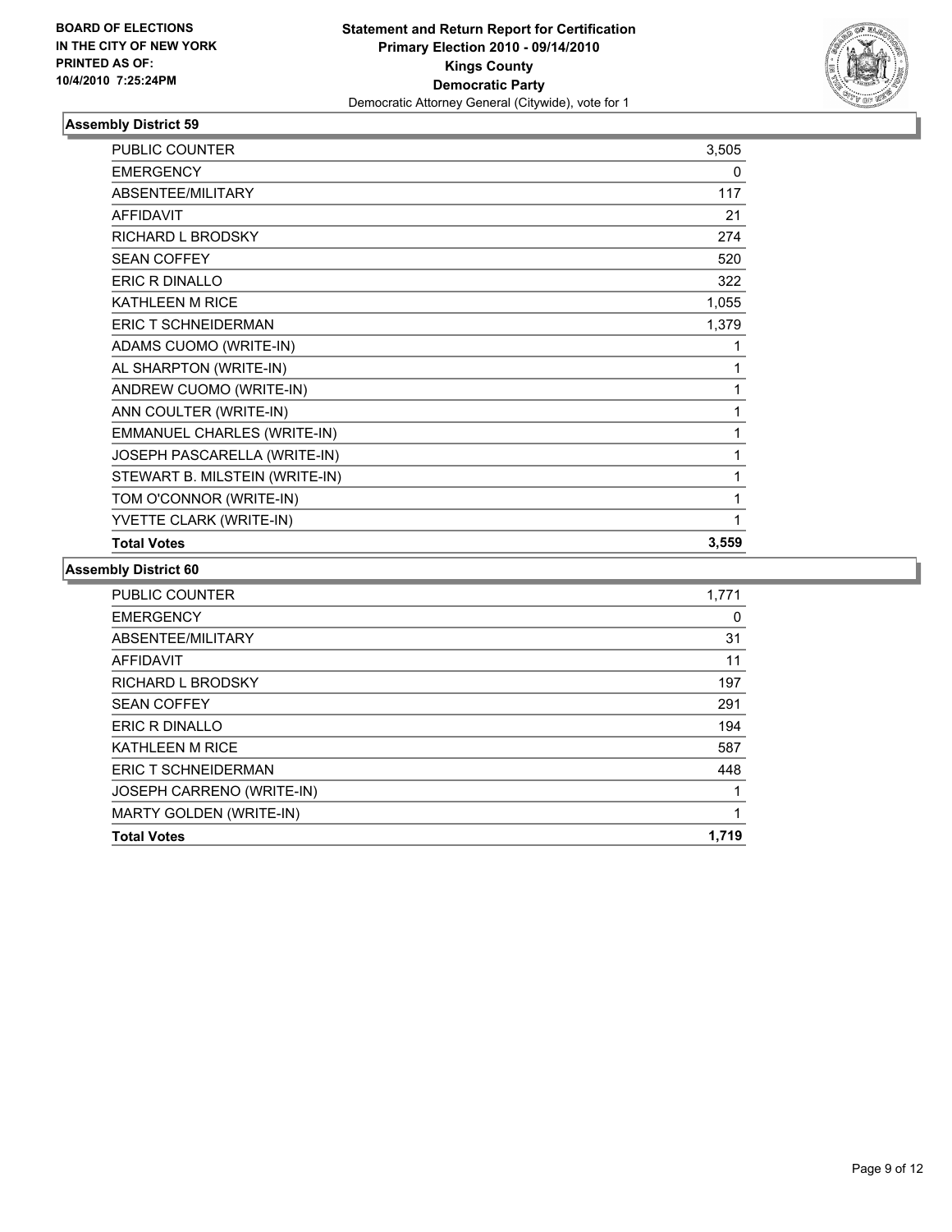**BOARD OF ELECTIONS IN THE CITY OF NEW YORK PRINTED AS OF: 10/4/2010 7:25:24PM**

**Statement and Return Report for Certification Primary Election 2010 - 09/14/2010 Kings County Democratic Party**

Democratic Attorney General (Citywide), vote for 1

### Assembly District 59

| | |
|---|---|
| PUBLIC COUNTER | 3,505 |
| EMERGENCY | 0 |
| ABSENTEE/MILITARY | 117 |
| AFFIDAVIT | 21 |
| RICHARD L BRODSKY | 274 |
| SEAN COFFEY | 520 |
| ERIC R DINALLO | 322 |
| KATHLEEN M RICE | 1,055 |
| ERIC T SCHNEIDERMAN | 1,379 |
| ADAMS CUOMO (WRITE-IN) | 1 |
| AL SHARPTON (WRITE-IN) | 1 |
| ANDREW CUOMO (WRITE-IN) | 1 |
| ANN COULTER (WRITE-IN) | 1 |
| EMMANUEL CHARLES (WRITE-IN) | 1 |
| JOSEPH PASCARELLA (WRITE-IN) | 1 |
| STEWART B. MILSTEIN (WRITE-IN) | 1 |
| TOM O'CONNOR (WRITE-IN) | 1 |
| YVETTE CLARK (WRITE-IN) | 1 |
| **Total Votes** | **3,559** |

### Assembly District 60

| | |
|---|---|
| PUBLIC COUNTER | 1,771 |
| EMERGENCY | 0 |
| ABSENTEE/MILITARY | 31 |
| AFFIDAVIT | 11 |
| RICHARD L BRODSKY | 197 |
| SEAN COFFEY | 291 |
| ERIC R DINALLO | 194 |
| KATHLEEN M RICE | 587 |
| ERIC T SCHNEIDERMAN | 448 |
| JOSEPH CARRENO (WRITE-IN) | 1 |
| MARTY GOLDEN (WRITE-IN) | 1 |
| **Total Votes** | **1,719** |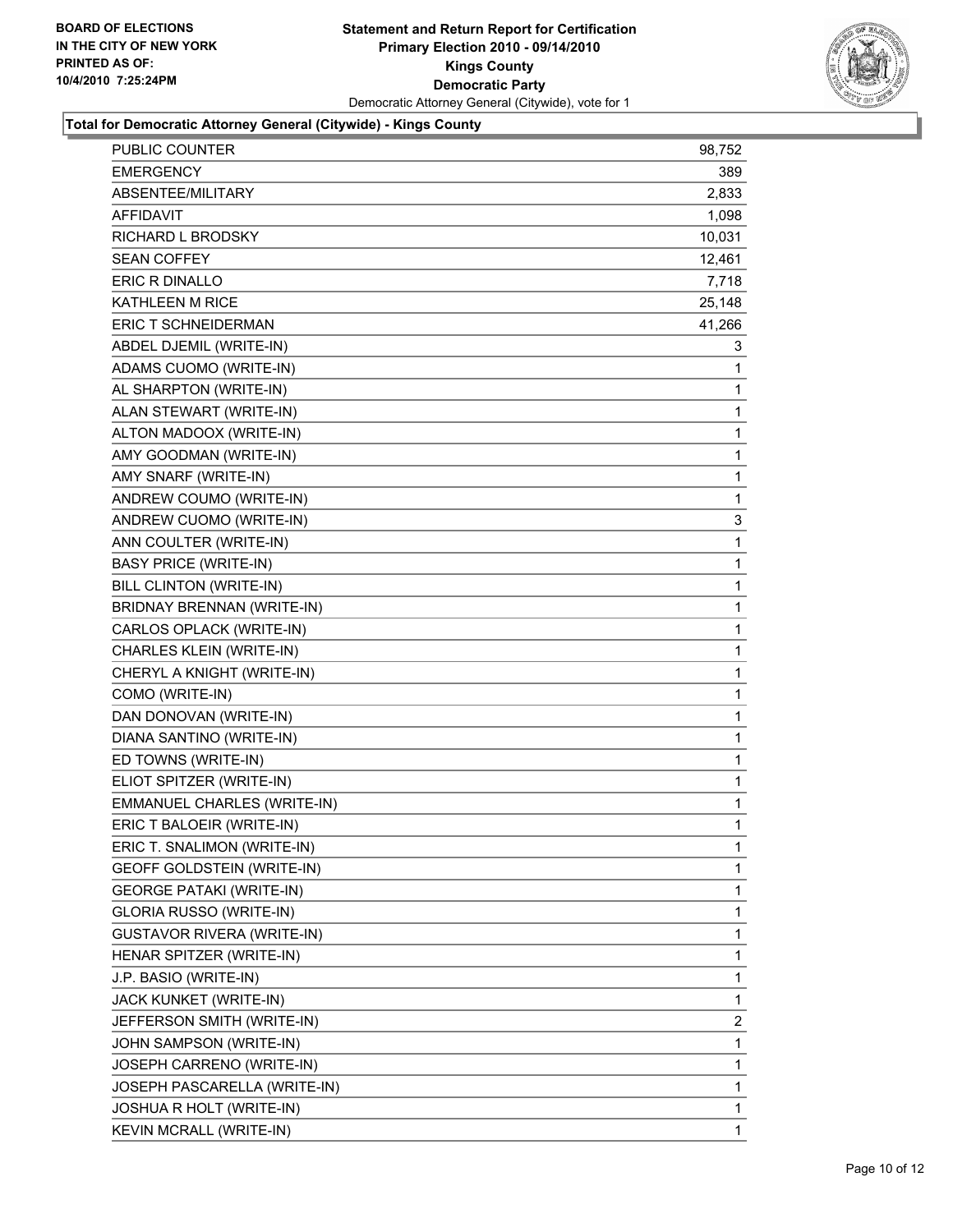BOARD OF ELECTIONS
IN THE CITY OF NEW YORK
PRINTED AS OF:
10/4/2010 7:25:24PM

**Statement and Return Report for Certification**
**Primary Election 2010 - 09/14/2010**
**Kings County**
**Democratic Party**
Democratic Attorney General (Citywide), vote for 1

## Total for Democratic Attorney General (Citywide) - Kings County

| | |
|---|---|
| PUBLIC COUNTER | 98,752 |
| EMERGENCY | 389 |
| ABSENTEE/MILITARY | 2,833 |
| AFFIDAVIT | 1,098 |
| RICHARD L BRODSKY | 10,031 |
| SEAN COFFEY | 12,461 |
| ERIC R DINALLO | 7,718 |
| KATHLEEN M RICE | 25,148 |
| ERIC T SCHNEIDERMAN | 41,266 |
| ABDEL DJEMIL (WRITE-IN) | 3 |
| ADAMS CUOMO (WRITE-IN) | 1 |
| AL SHARPTON (WRITE-IN) | 1 |
| ALAN STEWART (WRITE-IN) | 1 |
| ALTON MADOOX (WRITE-IN) | 1 |
| AMY GOODMAN (WRITE-IN) | 1 |
| AMY SNARF (WRITE-IN) | 1 |
| ANDREW COUMO (WRITE-IN) | 1 |
| ANDREW CUOMO (WRITE-IN) | 3 |
| ANN COULTER (WRITE-IN) | 1 |
| BASY PRICE (WRITE-IN) | 1 |
| BILL CLINTON (WRITE-IN) | 1 |
| BRIDNAY BRENNAN (WRITE-IN) | 1 |
| CARLOS OPLACK (WRITE-IN) | 1 |
| CHARLES KLEIN (WRITE-IN) | 1 |
| CHERYL A KNIGHT (WRITE-IN) | 1 |
| COMO (WRITE-IN) | 1 |
| DAN DONOVAN (WRITE-IN) | 1 |
| DIANA SANTINO (WRITE-IN) | 1 |
| ED TOWNS (WRITE-IN) | 1 |
| ELIOT SPITZER (WRITE-IN) | 1 |
| EMMANUEL CHARLES (WRITE-IN) | 1 |
| ERIC T BALOEIR (WRITE-IN) | 1 |
| ERIC T. SNALIMON (WRITE-IN) | 1 |
| GEOFF GOLDSTEIN (WRITE-IN) | 1 |
| GEORGE PATAKI (WRITE-IN) | 1 |
| GLORIA RUSSO (WRITE-IN) | 1 |
| GUSTAVOR RIVERA (WRITE-IN) | 1 |
| HENAR SPITZER (WRITE-IN) | 1 |
| J.P. BASIO (WRITE-IN) | 1 |
| JACK KUNKET (WRITE-IN) | 1 |
| JEFFERSON SMITH (WRITE-IN) | 2 |
| JOHN SAMPSON (WRITE-IN) | 1 |
| JOSEPH CARRENO (WRITE-IN) | 1 |
| JOSEPH PASCARELLA (WRITE-IN) | 1 |
| JOSHUA R HOLT (WRITE-IN) | 1 |
| KEVIN MCRALL (WRITE-IN) | 1 |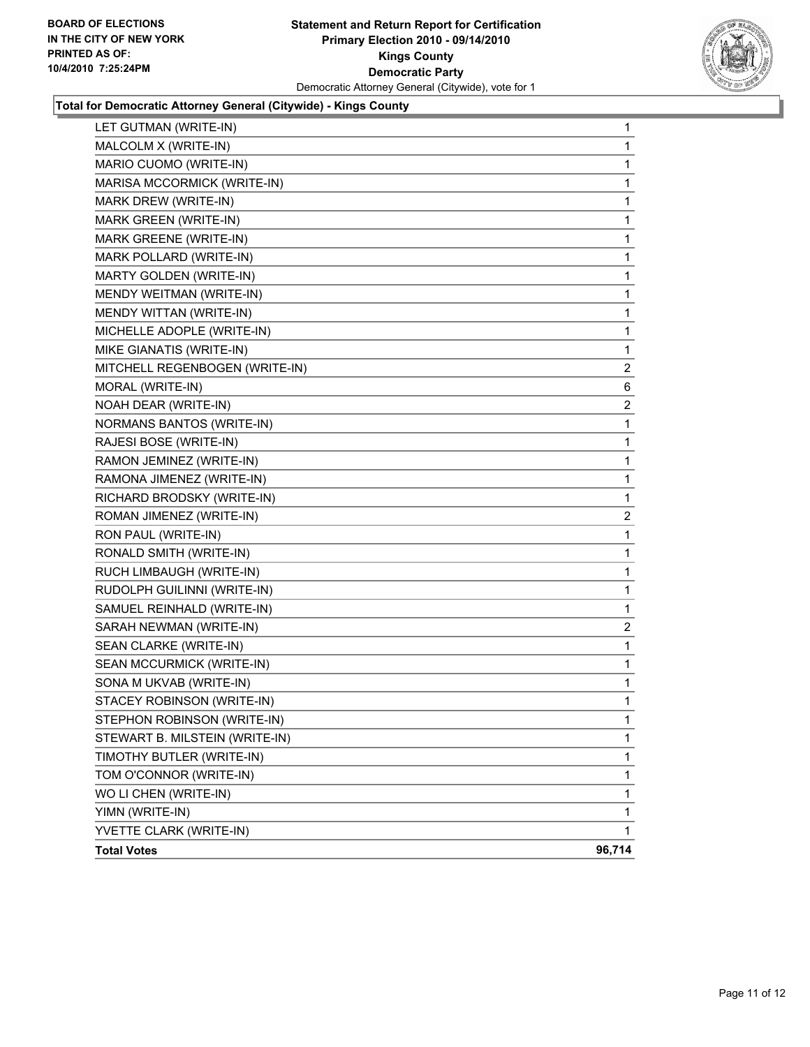BOARD OF ELECTIONS
IN THE CITY OF NEW YORK
PRINTED AS OF:
10/4/2010 7:25:24PM

**Statement and Return Report for Certification**
**Primary Election 2010 - 09/14/2010**
**Kings County**
**Democratic Party**
Democratic Attorney General (Citywide), vote for 1

**Total for Democratic Attorney General (Citywide) - Kings County**

| | |
|---|---|
| LET GUTMAN (WRITE-IN) | 1 |
| MALCOLM X (WRITE-IN) | 1 |
| MARIO CUOMO (WRITE-IN) | 1 |
| MARISA MCCORMICK (WRITE-IN) | 1 |
| MARK DREW (WRITE-IN) | 1 |
| MARK GREEN (WRITE-IN) | 1 |
| MARK GREENE (WRITE-IN) | 1 |
| MARK POLLARD (WRITE-IN) | 1 |
| MARTY GOLDEN (WRITE-IN) | 1 |
| MENDY WEITMAN (WRITE-IN) | 1 |
| MENDY WITTAN (WRITE-IN) | 1 |
| MICHELLE ADOPLE (WRITE-IN) | 1 |
| MIKE GIANATIS (WRITE-IN) | 1 |
| MITCHELL REGENBOGEN (WRITE-IN) | 2 |
| MORAL (WRITE-IN) | 6 |
| NOAH DEAR (WRITE-IN) | 2 |
| NORMANS BANTOS (WRITE-IN) | 1 |
| RAJESI BOSE (WRITE-IN) | 1 |
| RAMON JEMINEZ (WRITE-IN) | 1 |
| RAMONA JIMENEZ (WRITE-IN) | 1 |
| RICHARD BRODSKY (WRITE-IN) | 1 |
| ROMAN JIMENEZ (WRITE-IN) | 2 |
| RON PAUL (WRITE-IN) | 1 |
| RONALD SMITH (WRITE-IN) | 1 |
| RUCH LIMBAUGH (WRITE-IN) | 1 |
| RUDOLPH GUILINNI (WRITE-IN) | 1 |
| SAMUEL REINHALD (WRITE-IN) | 1 |
| SARAH NEWMAN (WRITE-IN) | 2 |
| SEAN CLARKE (WRITE-IN) | 1 |
| SEAN MCCURMICK (WRITE-IN) | 1 |
| SONA M UKVAB (WRITE-IN) | 1 |
| STACEY ROBINSON (WRITE-IN) | 1 |
| STEPHON ROBINSON (WRITE-IN) | 1 |
| STEWART B. MILSTEIN (WRITE-IN) | 1 |
| TIMOTHY BUTLER (WRITE-IN) | 1 |
| TOM O'CONNOR (WRITE-IN) | 1 |
| WO LI CHEN (WRITE-IN) | 1 |
| YIMN (WRITE-IN) | 1 |
| YVETTE CLARK (WRITE-IN) | 1 |
| **Total Votes** | **96,714** |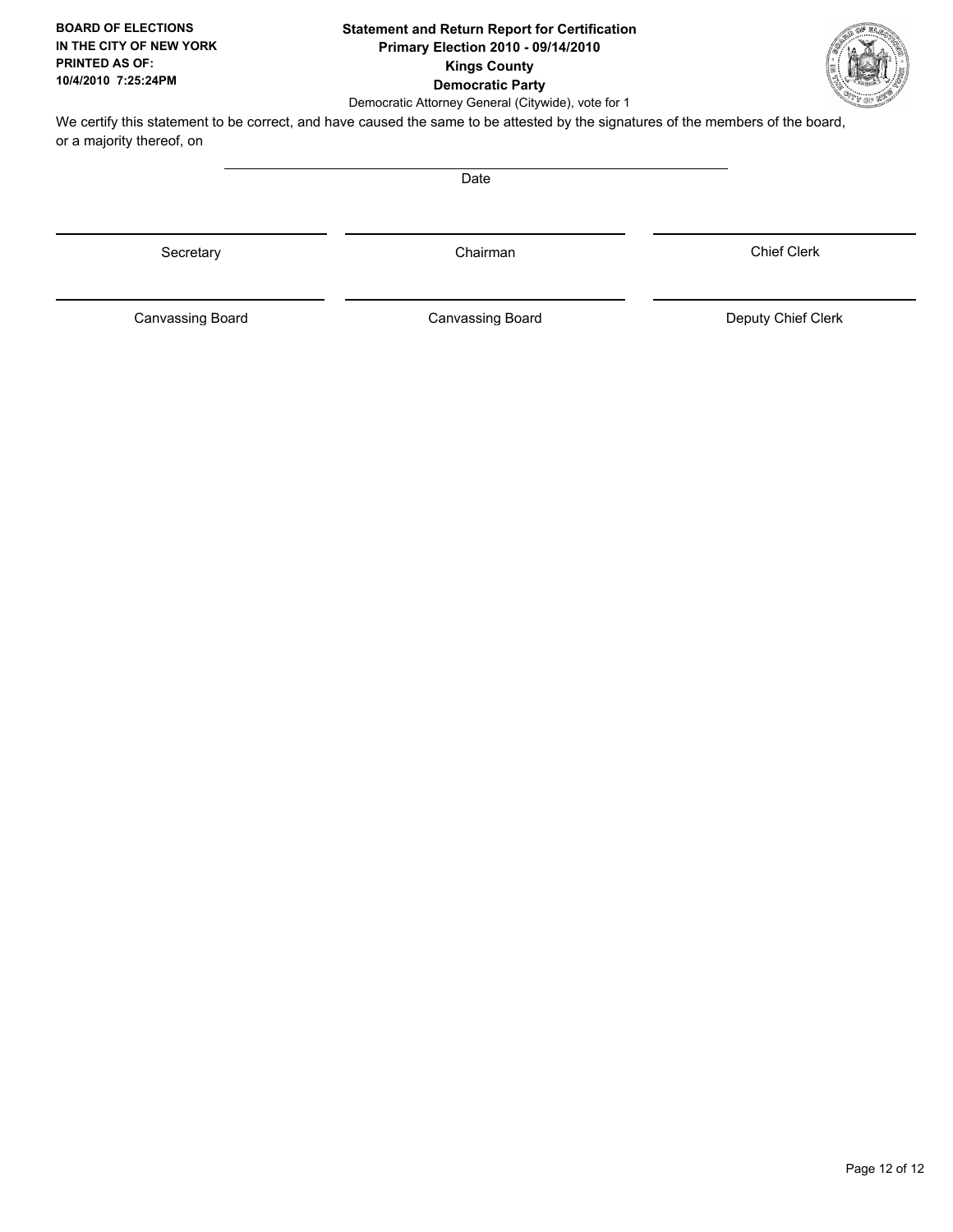**BOARD OF ELECTIONS**
**IN THE CITY OF NEW YORK**
**PRINTED AS OF:**
**10/4/2010 7:25:24PM**

**Statement and Return Report for Certification**
**Primary Election 2010 - 09/14/2010**
**Kings County**
**Democratic Party**
Democratic Attorney General (Citywide), vote for 1

We certify this statement to be correct, and have caused the same to be attested by the signatures of the members of the board, or a majority thereof, on

Date

| | | |
|---|---|---|
| Secretary | Chairman | Chief Clerk |
| Canvassing Board | Canvassing Board | Deputy Chief Clerk |